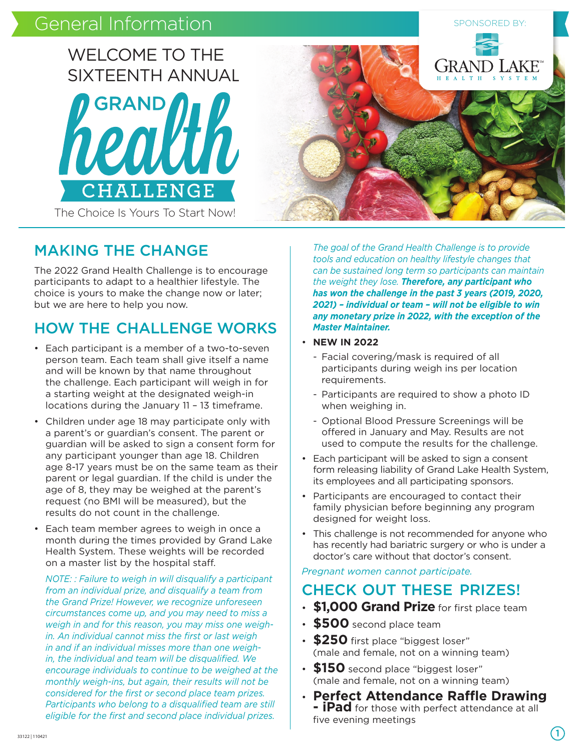# General Information

SPONSORED BY: GRAND LAKE HEALTH SYSTEM

WELCOME TO THE SIXTEENTH ANNUAL

**GRAND health CHALLENGE**

The Choice Is Yours To Start Now!

## MAKING THE CHANGE

The 2022 Grand Health Challenge is to encourage participants to adapt to a healthier lifestyle. The choice is yours to make the change now or later; but we are here to help you now.

## HOW THE CHALLENGE WORKS

- Each participant is a member of a two-to-seven person team. Each team shall give itself a name and will be known by that name throughout the challenge. Each participant will weigh in for a starting weight at the designated weigh-in locations during the January 11 – 13 timeframe.
- Children under age 18 may participate only with a parent's or guardian's consent. The parent or guardian will be asked to sign a consent form for any participant younger than age 18. Children age 8-17 years must be on the same team as their parent or legal guardian. If the child is under the age of 8, they may be weighed at the parent's request (no BMI will be measured), but the results do not count in the challenge.
- Each team member agrees to weigh in once a month during the times provided by Grand Lake Health System. These weights will be recorded on a master list by the hospital staff.

  *NOTE: : Failure to weigh in will disqualify a participant from an individual prize, and disqualify a team from the Grand Prize! However, we recognize unforeseen circumstances come up, and you may need to miss a weigh in and for this reason, you may miss one weigh-in. An individual cannot miss the first or last weigh in and if an individual misses more than one weigh-in, the individual and team will be disqualified. We encourage individuals to continue to be weighed at the monthly weigh-ins, but again, their results will not be considered for the first or second place team prizes. Participants who belong to a disqualified team are still eligible for the first and second place individual prizes.*

  *The goal of the Grand Health Challenge is to provide tools and education on healthy lifestyle changes that can be sustained long term so participants can maintain the weight they lose.* ***Therefore, any participant who has won the challenge in the past 3 years (2019, 2020, 2021) – individual or team – will not be eligible to win any monetary prize in 2022, with the exception of the Master Maintainer.***

- **NEW IN 2022**
  - Facial covering/mask is required of all participants during weigh ins per location requirements.
  - Participants are required to show a photo ID when weighing in.
  - Optional Blood Pressure Screenings will be offered in January and May. Results are not used to compute the results for the challenge.
- Each participant will be asked to sign a consent form releasing liability of Grand Lake Health System, its employees and all participating sponsors.
- Participants are encouraged to contact their family physician before beginning any program designed for weight loss.
- This challenge is not recommended for anyone who has recently had bariatric surgery or who is under a doctor's care without that doctor's consent.

*Pregnant women cannot participate.*

## CHECK OUT THESE PRIZES!

- **$1,000 Grand Prize** for first place team
- **$500** second place team
- **$250** first place "biggest loser" (male and female, not on a winning team)
- **$150** second place "biggest loser" (male and female, not on a winning team)
- **Perfect Attendance Raffle Drawing - iPad** for those with perfect attendance at all five evening meetings

33122 | 110421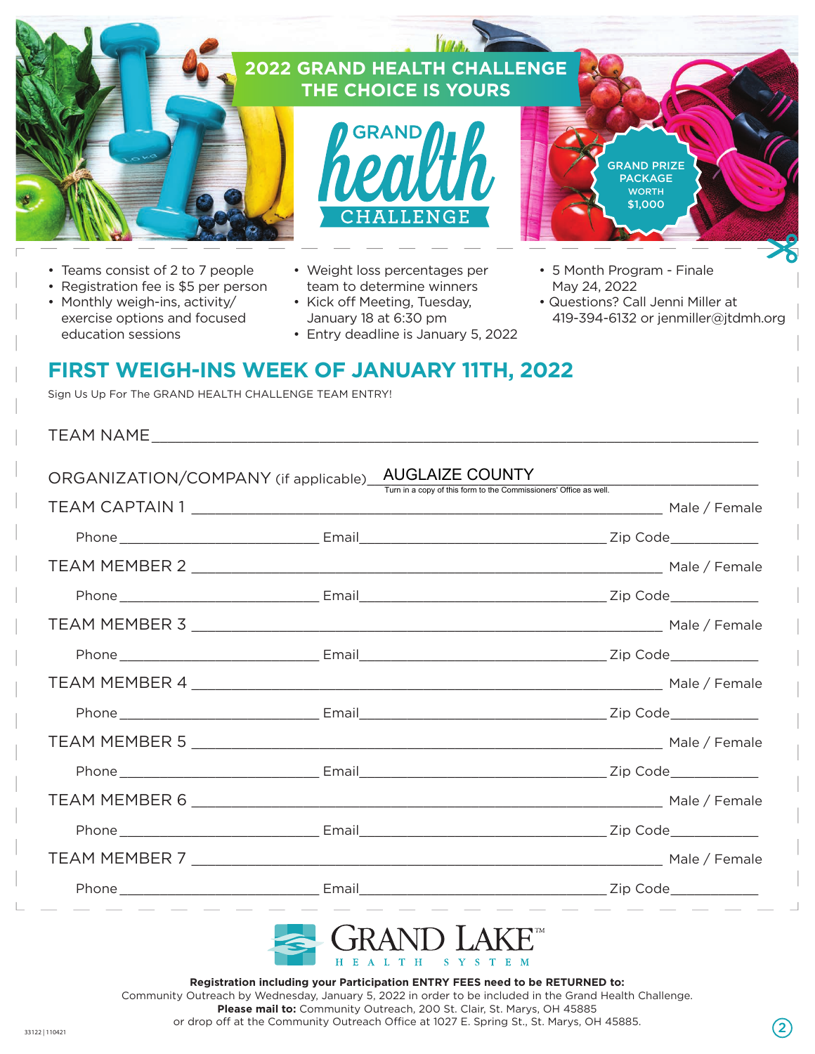# 2022 GRAND HEALTH CHALLENGE
## THE CHOICE IS YOURS

GRAND health CHALLENGE

GRAND PRIZE PACKAGE WORTH $1,000

- Teams consist of 2 to 7 people
- Registration fee is $5 per person
- Monthly weigh-ins, activity/exercise options and focused education sessions
- Weight loss percentages per team to determine winners
- Kick off Meeting, Tuesday, January 18 at 6:30 pm
- Entry deadline is January 5, 2022
- 5 Month Program - Finale May 24, 2022
- Questions? Call Jenni Miller at 419-394-6132 or jenmiller@jtdmh.org

## FIRST WEIGH-INS WEEK OF JANUARY 11TH, 2022

Sign Us Up For The GRAND HEALTH CHALLENGE TEAM ENTRY!

TEAM NAME ____________________

ORGANIZATION/COMPANY (if applicable) AUGLAIZE COUNTY
Turn in a copy of this form to the Commissioners' Office as well.

TEAM CAPTAIN 1 ____________________ Male / Female

Phone ____________ Email ____________ Zip Code ____________

TEAM MEMBER 2 ____________________ Male / Female

Phone ____________ Email ____________ Zip Code ____________

TEAM MEMBER 3 ____________________ Male / Female

Phone ____________ Email ____________ Zip Code ____________

TEAM MEMBER 4 ____________________ Male / Female

Phone ____________ Email ____________ Zip Code ____________

TEAM MEMBER 5 ____________________ Male / Female

Phone ____________ Email ____________ Zip Code ____________

TEAM MEMBER 6 ____________________ Male / Female

Phone ____________ Email ____________ Zip Code ____________

TEAM MEMBER 7 ____________________ Male / Female

Phone ____________ Email ____________ Zip Code ____________

GRAND LAKE™ HEALTH SYSTEM

**Registration including your Participation ENTRY FEES need to be RETURNED to:**
Community Outreach by Wednesday, January 5, 2022 in order to be included in the Grand Health Challenge.
**Please mail to:** Community Outreach, 200 St. Clair, St. Marys, OH 45885
or drop off at the Community Outreach Office at 1027 E. Spring St., St. Marys, OH 45885.

33122 | 110421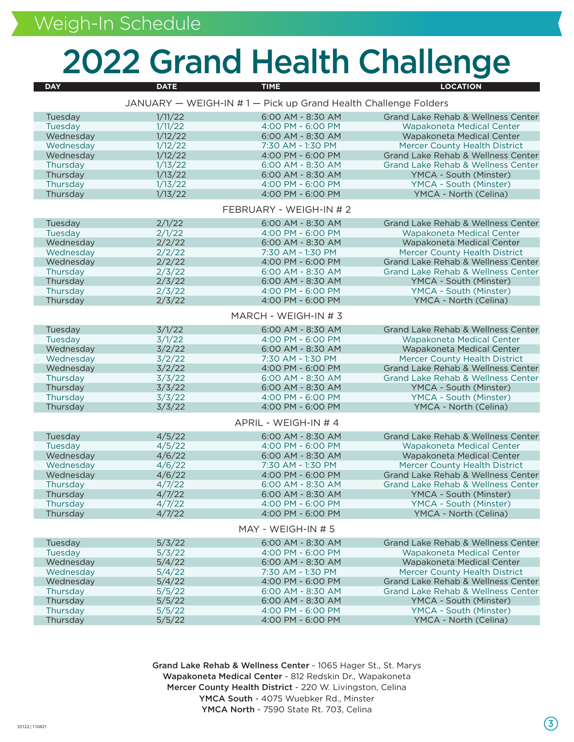# Weigh-In Schedule

# 2022 Grand Health Challenge

| DAY | DATE | TIME | LOCATION |
|---|---|---|---|
| **JANUARY — WEIGH-IN # 1 — Pick up Grand Health Challenge Folders** | | | |
| Tuesday | 1/11/22 | 6:00 AM - 8:30 AM | Grand Lake Rehab & Wellness Center |
| Tuesday | 1/11/22 | 4:00 PM - 6:00 PM | Wapakoneta Medical Center |
| Wednesday | 1/12/22 | 6:00 AM - 8:30 AM | Wapakoneta Medical Center |
| Wednesday | 1/12/22 | 7:30 AM - 1:30 PM | Mercer County Health District |
| Wednesday | 1/12/22 | 4:00 PM - 6:00 PM | Grand Lake Rehab & Wellness Center |
| Thursday | 1/13/22 | 6:00 AM - 8:30 AM | Grand Lake Rehab & Wellness Center |
| Thursday | 1/13/22 | 6:00 AM - 8:30 AM | YMCA - South (Minster) |
| Thursday | 1/13/22 | 4:00 PM - 6:00 PM | YMCA - South (Minster) |
| Thursday | 1/13/22 | 4:00 PM - 6:00 PM | YMCA - North (Celina) |
| **FEBRUARY - WEIGH-IN # 2** | | | |
| Tuesday | 2/1/22 | 6:00 AM - 8:30 AM | Grand Lake Rehab & Wellness Center |
| Tuesday | 2/1/22 | 4:00 PM - 6:00 PM | Wapakoneta Medical Center |
| Wednesday | 2/2/22 | 6:00 AM - 8:30 AM | Wapakoneta Medical Center |
| Wednesday | 2/2/22 | 7:30 AM - 1:30 PM | Mercer County Health District |
| Wednesday | 2/2/22 | 4:00 PM - 6:00 PM | Grand Lake Rehab & Wellness Center |
| Thursday | 2/3/22 | 6:00 AM - 8:30 AM | Grand Lake Rehab & Wellness Center |
| Thursday | 2/3/22 | 6:00 AM - 8:30 AM | YMCA - South (Minster) |
| Thursday | 2/3/22 | 4:00 PM - 6:00 PM | YMCA - South (Minster) |
| Thursday | 2/3/22 | 4:00 PM - 6:00 PM | YMCA - North (Celina) |
| **MARCH - WEIGH-IN # 3** | | | |
| Tuesday | 3/1/22 | 6:00 AM - 8:30 AM | Grand Lake Rehab & Wellness Center |
| Tuesday | 3/1/22 | 4:00 PM - 6:00 PM | Wapakoneta Medical Center |
| Wednesday | 3/2/22 | 6:00 AM - 8:30 AM | Wapakoneta Medical Center |
| Wednesday | 3/2/22 | 7:30 AM - 1:30 PM | Mercer County Health District |
| Wednesday | 3/2/22 | 4:00 PM - 6:00 PM | Grand Lake Rehab & Wellness Center |
| Thursday | 3/3/22 | 6:00 AM - 8:30 AM | Grand Lake Rehab & Wellness Center |
| Thursday | 3/3/22 | 6:00 AM - 8:30 AM | YMCA - South (Minster) |
| Thursday | 3/3/22 | 4:00 PM - 6:00 PM | YMCA - South (Minster) |
| Thursday | 3/3/22 | 4:00 PM - 6:00 PM | YMCA - North (Celina) |
| **APRIL - WEIGH-IN # 4** | | | |
| Tuesday | 4/5/22 | 6:00 AM - 8:30 AM | Grand Lake Rehab & Wellness Center |
| Tuesday | 4/5/22 | 4:00 PM - 6:00 PM | Wapakoneta Medical Center |
| Wednesday | 4/6/22 | 6:00 AM - 8:30 AM | Wapakoneta Medical Center |
| Wednesday | 4/6/22 | 7:30 AM - 1:30 PM | Mercer County Health District |
| Wednesday | 4/6/22 | 4:00 PM - 6:00 PM | Grand Lake Rehab & Wellness Center |
| Thursday | 4/7/22 | 6:00 AM - 8:30 AM | Grand Lake Rehab & Wellness Center |
| Thursday | 4/7/22 | 6:00 AM - 8:30 AM | YMCA - South (Minster) |
| Thursday | 4/7/22 | 4:00 PM - 6:00 PM | YMCA - South (Minster) |
| Thursday | 4/7/22 | 4:00 PM - 6:00 PM | YMCA - North (Celina) |
| **MAY - WEIGH-IN # 5** | | | |
| Tuesday | 5/3/22 | 6:00 AM - 8:30 AM | Grand Lake Rehab & Wellness Center |
| Tuesday | 5/3/22 | 4:00 PM - 6:00 PM | Wapakoneta Medical Center |
| Wednesday | 5/4/22 | 6:00 AM - 8:30 AM | Wapakoneta Medical Center |
| Wednesday | 5/4/22 | 7:30 AM - 1:30 PM | Mercer County Health District |
| Wednesday | 5/4/22 | 4:00 PM - 6:00 PM | Grand Lake Rehab & Wellness Center |
| Thursday | 5/5/22 | 6:00 AM - 8:30 AM | Grand Lake Rehab & Wellness Center |
| Thursday | 5/5/22 | 6:00 AM - 8:30 AM | YMCA - South (Minster) |
| Thursday | 5/5/22 | 4:00 PM - 6:00 PM | YMCA - South (Minster) |
| Thursday | 5/5/22 | 4:00 PM - 6:00 PM | YMCA - North (Celina) |

**Grand Lake Rehab & Wellness Center** - 1065 Hager St., St. Marys
**Wapakoneta Medical Center** - 812 Redskin Dr., Wapakoneta
**Mercer County Health District** - 220 W. Livingston, Celina
**YMCA South** - 4075 Wuebker Rd., Minster
**YMCA North** - 7590 State Rt. 703, Celina

33122 | 110421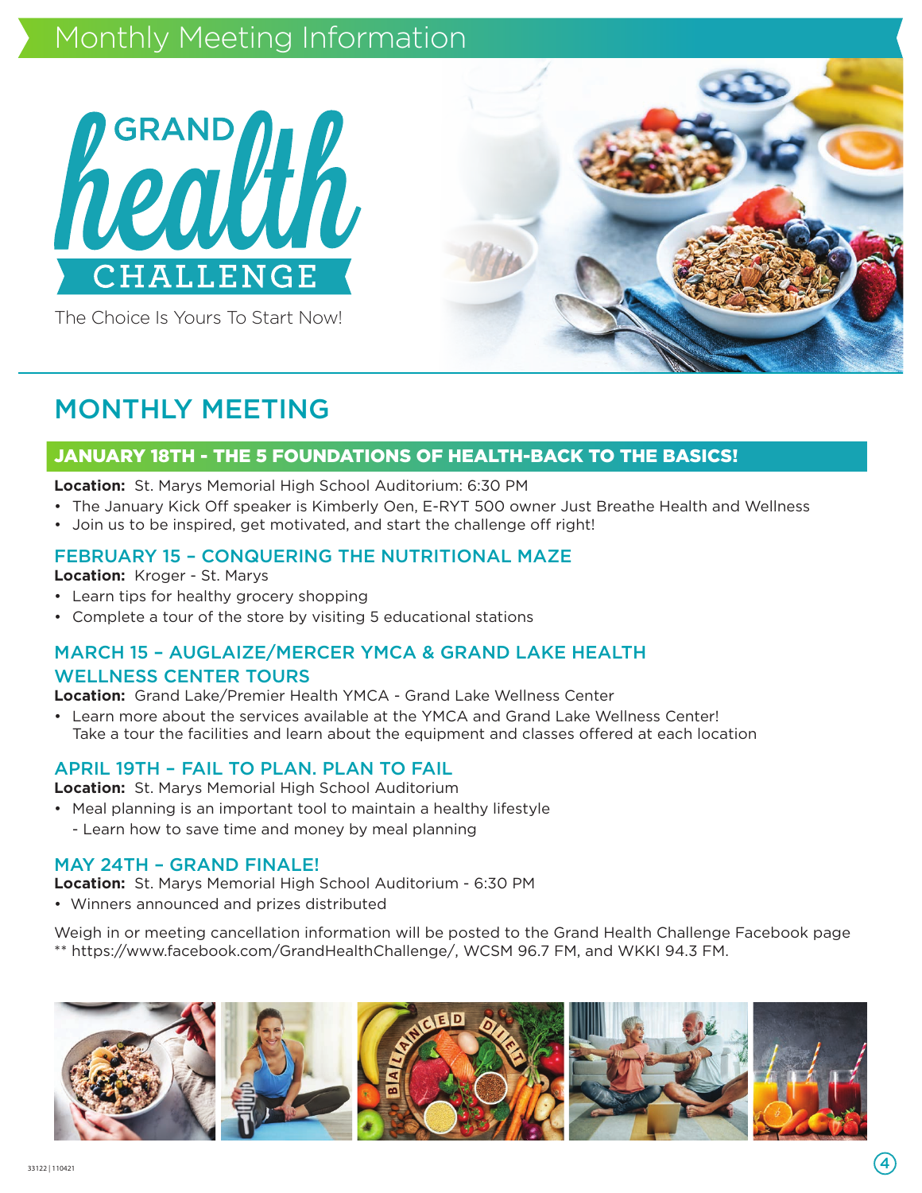# Monthly Meeting Information

GRAND health CHALLENGE

The Choice Is Yours To Start Now!

## MONTHLY MEETING

### JANUARY 18TH - THE 5 FOUNDATIONS OF HEALTH-BACK TO THE BASICS!

**Location:** St. Marys Memorial High School Auditorium: 6:30 PM

- The January Kick Off speaker is Kimberly Oen, E-RYT 500 owner Just Breathe Health and Wellness
- Join us to be inspired, get motivated, and start the challenge off right!

### FEBRUARY 15 – CONQUERING THE NUTRITIONAL MAZE

**Location:** Kroger - St. Marys

- Learn tips for healthy grocery shopping
- Complete a tour of the store by visiting 5 educational stations

### MARCH 15 – AUGLAIZE/MERCER YMCA & GRAND LAKE HEALTH WELLNESS CENTER TOURS

**Location:** Grand Lake/Premier Health YMCA - Grand Lake Wellness Center

- Learn more about the services available at the YMCA and Grand Lake Wellness Center! Take a tour the facilities and learn about the equipment and classes offered at each location

### APRIL 19TH – FAIL TO PLAN. PLAN TO FAIL

**Location:** St. Marys Memorial High School Auditorium

- Meal planning is an important tool to maintain a healthy lifestyle
  - Learn how to save time and money by meal planning

### MAY 24TH – GRAND FINALE!

**Location:** St. Marys Memorial High School Auditorium - 6:30 PM

- Winners announced and prizes distributed

Weigh in or meeting cancellation information will be posted to the Grand Health Challenge Facebook page ** https://www.facebook.com/GrandHealthChallenge/, WCSM 96.7 FM, and WKKI 94.3 FM.

33122 | 110421